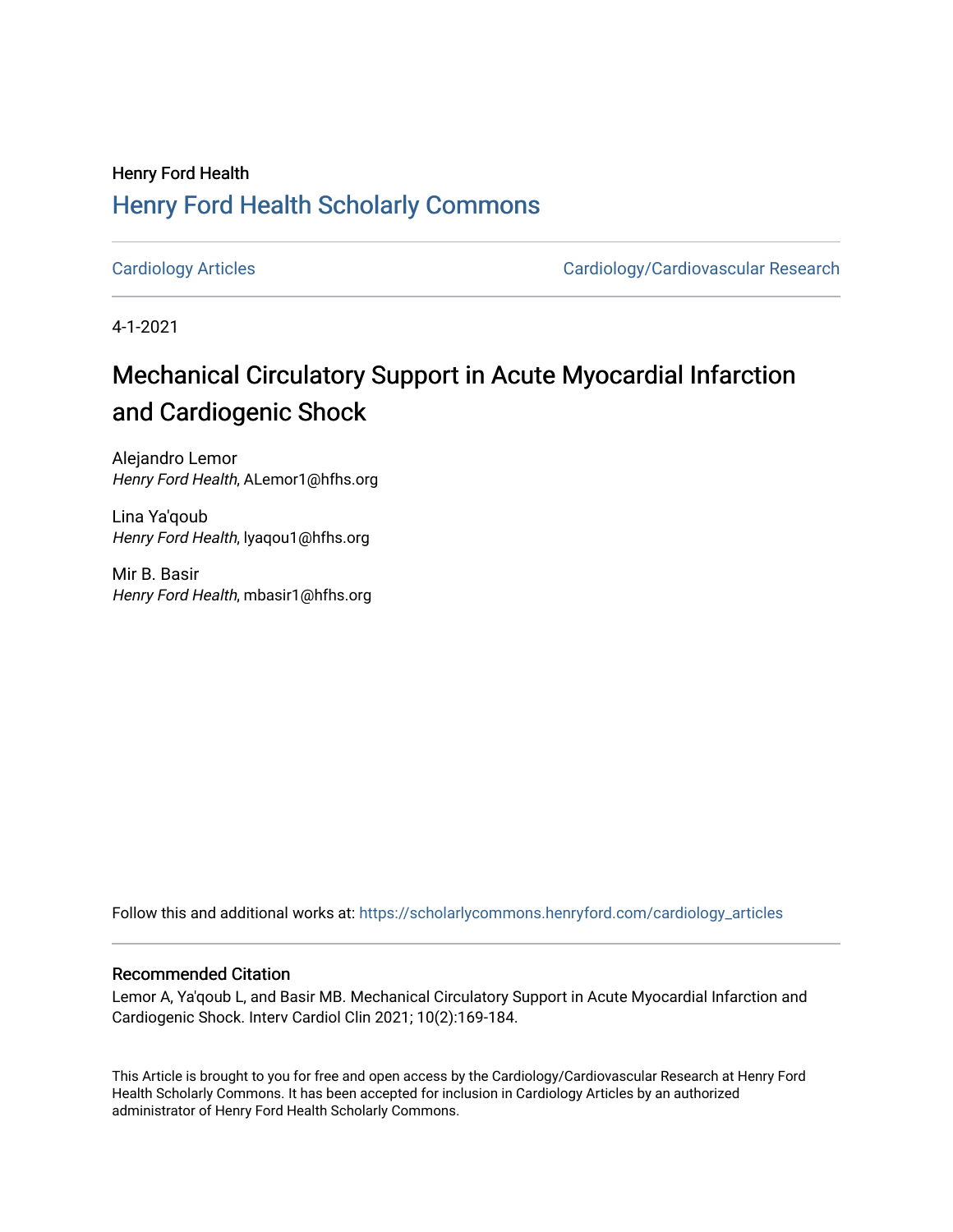Henry Ford Health

## Henry Ford Health Scholarly Commons

Cardiology Articles | Cardiology/Cardiovascular Research

4-1-2021

# Mechanical Circulatory Support in Acute Myocardial Infarction and Cardiogenic Shock

Alejandro Lemor
*Henry Ford Health*, ALemor1@hfhs.org

Lina Ya'qoub
*Henry Ford Health*, lyaqou1@hfhs.org

Mir B. Basir
*Henry Ford Health*, mbasir1@hfhs.org

Follow this and additional works at: https://scholarlycommons.henryford.com/cardiology_articles

### Recommended Citation

Lemor A, Ya'qoub L, and Basir MB. Mechanical Circulatory Support in Acute Myocardial Infarction and Cardiogenic Shock. Interv Cardiol Clin 2021; 10(2):169-184.

This Article is brought to you for free and open access by the Cardiology/Cardiovascular Research at Henry Ford Health Scholarly Commons. It has been accepted for inclusion in Cardiology Articles by an authorized administrator of Henry Ford Health Scholarly Commons.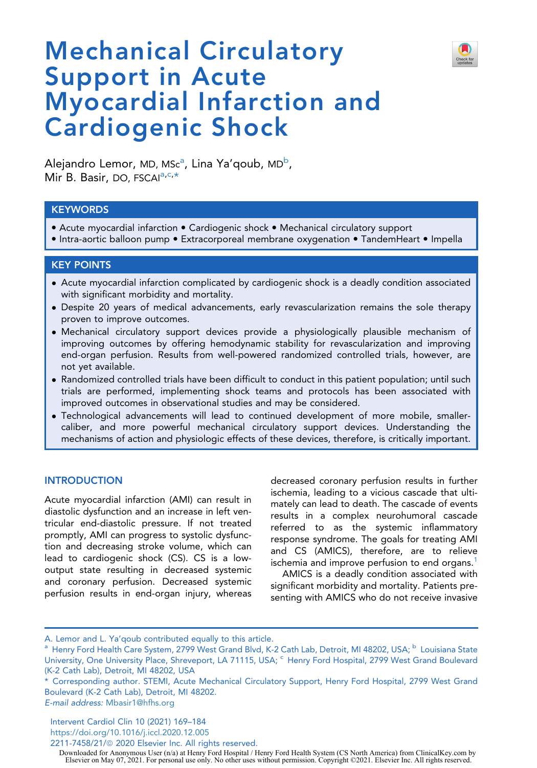# Mechanical Circulatory Support in Acute Myocardial Infarction and Cardiogenic Shock

Alejandro Lemor, MD, MSc[a], Lina Ya'qoub, MD[b], Mir B. Basir, DO, FSCAI[a,c,*]

## KEYWORDS

- Acute myocardial infarction • Cardiogenic shock • Mechanical circulatory support
- Intra-aortic balloon pump • Extracorporeal membrane oxygenation • TandemHeart • Impella

## KEY POINTS

- Acute myocardial infarction complicated by cardiogenic shock is a deadly condition associated with significant morbidity and mortality.
- Despite 20 years of medical advancements, early revascularization remains the sole therapy proven to improve outcomes.
- Mechanical circulatory support devices provide a physiologically plausible mechanism of improving outcomes by offering hemodynamic stability for revascularization and improving end-organ perfusion. Results from well-powered randomized controlled trials, however, are not yet available.
- Randomized controlled trials have been difficult to conduct in this patient population; until such trials are performed, implementing shock teams and protocols has been associated with improved outcomes in observational studies and may be considered.
- Technological advancements will lead to continued development of more mobile, smaller-caliber, and more powerful mechanical circulatory support devices. Understanding the mechanisms of action and physiologic effects of these devices, therefore, is critically important.

## INTRODUCTION

Acute myocardial infarction (AMI) can result in diastolic dysfunction and an increase in left ventricular end-diastolic pressure. If not treated promptly, AMI can progress to systolic dysfunction and decreasing stroke volume, which can lead to cardiogenic shock (CS). CS is a low-output state resulting in decreased systemic and coronary perfusion. Decreased systemic perfusion results in end-organ injury, whereas decreased coronary perfusion results in further ischemia, leading to a vicious cascade that ultimately can lead to death. The cascade of events results in a complex neurohumoral cascade referred to as the systemic inflammatory response syndrome. The goals for treating AMI and CS (AMICS), therefore, are to relieve ischemia and improve perfusion to end organs.[1]

AMICS is a deadly condition associated with significant morbidity and mortality. Patients presenting with AMICS who do not receive invasive

A. Lemor and L. Ya'qoub contributed equally to this article.
[a] Henry Ford Health Care System, 2799 West Grand Blvd, K-2 Cath Lab, Detroit, MI 48202, USA; [b] Louisiana State University, One University Place, Shreveport, LA 71115, USA; [c] Henry Ford Hospital, 2799 West Grand Boulevard (K-2 Cath Lab), Detroit, MI 48202, USA
* Corresponding author. STEMI, Acute Mechanical Circulatory Support, Henry Ford Hospital, 2799 West Grand Boulevard (K-2 Cath Lab), Detroit, MI 48202.
*E-mail address:* Mbasir1@hfhs.org

https://doi.org/10.1016/j.iccl.2020.12.005
2211-7458/21/© 2020 Elsevier Inc. All rights reserved.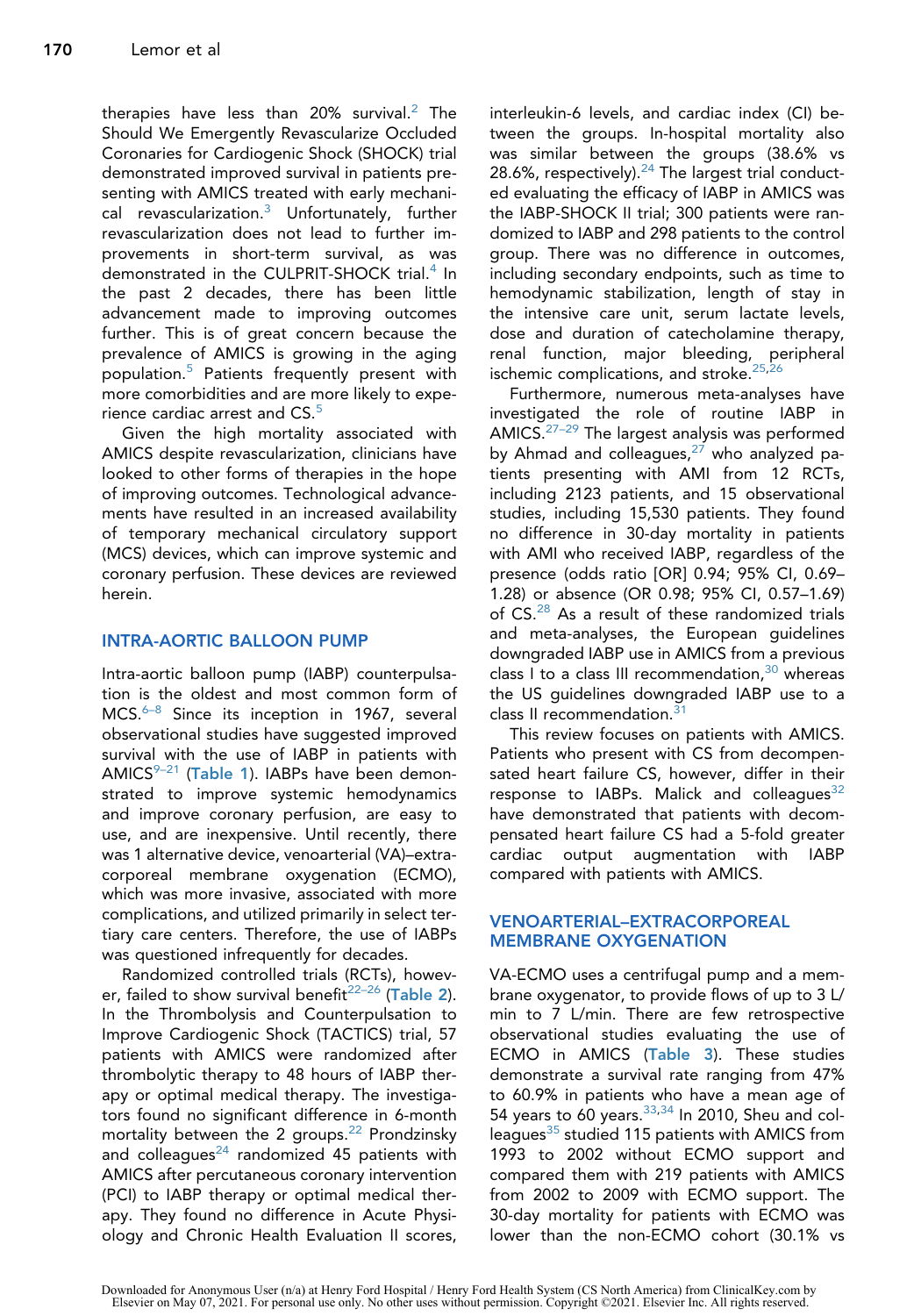therapies have less than 20% survival.[2] The Should We Emergently Revascularize Occluded Coronaries for Cardiogenic Shock (SHOCK) trial demonstrated improved survival in patients presenting with AMICS treated with early mechanical revascularization.[3] Unfortunately, further revascularization does not lead to further improvements in short-term survival, as was demonstrated in the CULPRIT-SHOCK trial.[4] In the past 2 decades, there has been little advancement made to improving outcomes further. This is of great concern because the prevalence of AMICS is growing in the aging population.[5] Patients frequently present with more comorbidities and are more likely to experience cardiac arrest and CS.[5]

Given the high mortality associated with AMICS despite revascularization, clinicians have looked to other forms of therapies in the hope of improving outcomes. Technological advancements have resulted in an increased availability of temporary mechanical circulatory support (MCS) devices, which can improve systemic and coronary perfusion. These devices are reviewed herein.

## INTRA-AORTIC BALLOON PUMP

Intra-aortic balloon pump (IABP) counterpulsation is the oldest and most common form of MCS.[6–8] Since its inception in 1967, several observational studies have suggested improved survival with the use of IABP in patients with AMICS[9–21] (Table 1). IABPs have been demonstrated to improve systemic hemodynamics and improve coronary perfusion, are easy to use, and are inexpensive. Until recently, there was 1 alternative device, venoarterial (VA)–extracorporeal membrane oxygenation (ECMO), which was more invasive, associated with more complications, and utilized primarily in select tertiary care centers. Therefore, the use of IABPs was questioned infrequently for decades.

Randomized controlled trials (RCTs), however, failed to show survival benefit[22–26] (Table 2). In the Thrombolysis and Counterpulsation to Improve Cardiogenic Shock (TACTICS) trial, 57 patients with AMICS were randomized after thrombolytic therapy to 48 hours of IABP therapy or optimal medical therapy. The investigators found no significant difference in 6-month mortality between the 2 groups.[22] Prondzinsky and colleagues[24] randomized 45 patients with AMICS after percutaneous coronary intervention (PCI) to IABP therapy or optimal medical therapy. They found no difference in Acute Physiology and Chronic Health Evaluation II scores, interleukin-6 levels, and cardiac index (CI) between the groups. In-hospital mortality also was similar between groups (38.6% vs 28.6%, respectively).[24] The largest trial conducted evaluating the efficacy of IABP in AMICS was the IABP-SHOCK II trial; 300 patients were randomized to IABP and 298 patients to the control group. There was no difference in outcomes, including secondary endpoints, such as time to hemodynamic stabilization, length of stay in the intensive care unit, serum lactate levels, dose and duration of catecholamine therapy, renal function, major bleeding, peripheral ischemic complications, and stroke.[25,26]

Furthermore, numerous meta-analyses have investigated the role of routine IABP in AMICS.[27–29] The largest analysis was performed by Ahmad and colleagues,[27] who analyzed patients presenting with AMI from 12 RCTs, including 2123 patients, and 15 observational studies, including 15,530 patients. They found no difference in 30-day mortality in patients with AMI who received IABP, regardless of the presence (odds ratio [OR] 0.94; 95% CI, 0.69–1.28) or absence (OR 0.98; 95% CI, 0.57–1.69) of CS.[28] As a result of these randomized trials and meta-analyses, the European guidelines downgraded IABP use in AMICS from a previous class I to a class III recommendation,[30] whereas the US guidelines downgraded IABP use to a class II recommendation.[31]

This review focuses on patients with AMICS. Patients who present with CS from decompensated heart failure CS, however, differ in their response to IABPs. Malick and colleagues[32] have demonstrated that patients with decompensated heart failure CS had a 5-fold greater cardiac output augmentation with IABP compared with patients with AMICS.

## VENOARTERIAL–EXTRACORPOREAL MEMBRANE OXYGENATION

VA-ECMO uses a centrifugal pump and a membrane oxygenator, to provide flows of up to 3 L/min to 7 L/min. There are few retrospective observational studies evaluating the use of ECMO in AMICS (Table 3). These studies demonstrate a survival rate ranging from 47% to 60.9% in patients who have a mean age of 54 years to 60 years.[33,34] In 2010, Sheu and colleagues[35] studied 115 patients with AMICS from 1993 to 2002 without ECMO support and compared them with 219 patients with AMICS from 2002 to 2009 with ECMO support. The 30-day mortality for patients with ECMO was lower than the non-ECMO cohort (30.1% vs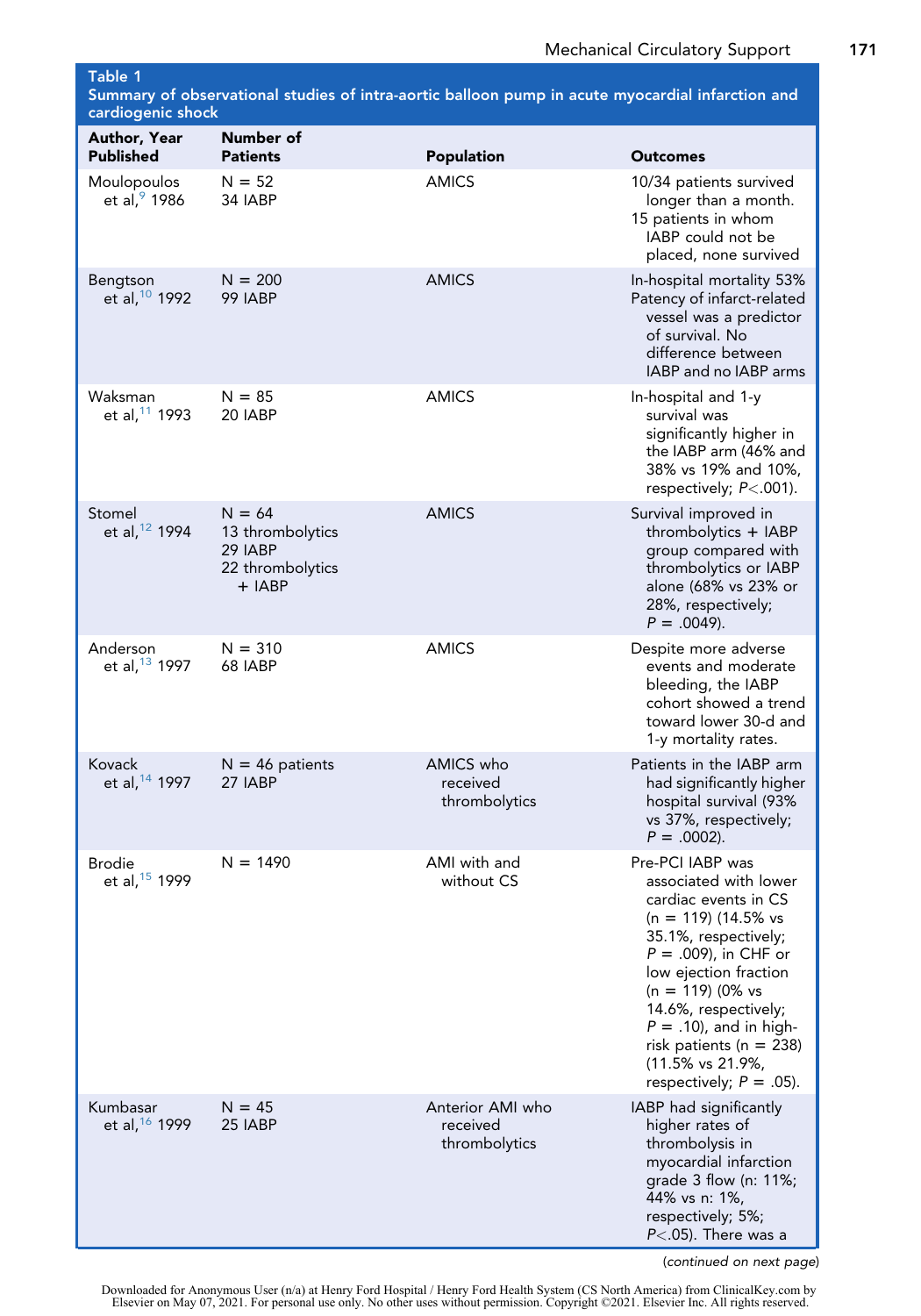**Table 1**
**Summary of observational studies of intra-aortic balloon pump in acute myocardial infarction and cardiogenic shock**

| Author, Year Published | Number of Patients | Population | Outcomes |
|---|---|---|---|
| Moulopoulos et al,[9] 1986 | N = 52<br>34 IABP | AMICS | 10/34 patients survived longer than a month.<br>15 patients in whom IABP could not be placed, none survived |
| Bengtson et al,[10] 1992 | N = 200<br>99 IABP | AMICS | In-hospital mortality 53%<br>Patency of infarct-related vessel was a predictor of survival. No difference between IABP and no IABP arms |
| Waksman et al,[11] 1993 | N = 85<br>20 IABP | AMICS | In-hospital and 1-y survival was significantly higher in the IABP arm (46% and 38% vs 19% and 10%, respectively; $P<.001$). |
| Stomel et al,[12] 1994 | N = 64<br>13 thrombolytics<br>29 IABP<br>22 thrombolytics + IABP | AMICS | Survival improved in thrombolytics + IABP group compared with thrombolytics or IABP alone (68% vs 23% or 28%, respectively; $P = .0049$). |
| Anderson et al,[13] 1997 | N = 310<br>68 IABP | AMICS | Despite more adverse events and moderate bleeding, the IABP cohort showed a trend toward lower 30-d and 1-y mortality rates. |
| Kovack et al,[14] 1997 | N = 46 patients<br>27 IABP | AMICS who received thrombolytics | Patients in the IABP arm had significantly higher hospital survival (93% vs 37%, respectively; $P = .0002$). |
| Brodie et al,[15] 1999 | N = 1490 | AMI with and without CS | Pre-PCI IABP was associated with lower cardiac events in CS (n = 119) (14.5% vs 35.1%, respectively; $P = .009$), in CHF or low ejection fraction (n = 119) (0% vs 14.6%, respectively; $P = .10$), and in high-risk patients (n = 238) (11.5% vs 21.9%, respectively; $P = .05$). |
| Kumbasar et al,[16] 1999 | N = 45<br>25 IABP | Anterior AMI who received thrombolytics | IABP had significantly higher rates of thrombolysis in myocardial infarction grade 3 flow (n: 11%; 44% vs n: 1%, respectively; 5%; $P<.05$). There was a |

(*continued on next page*)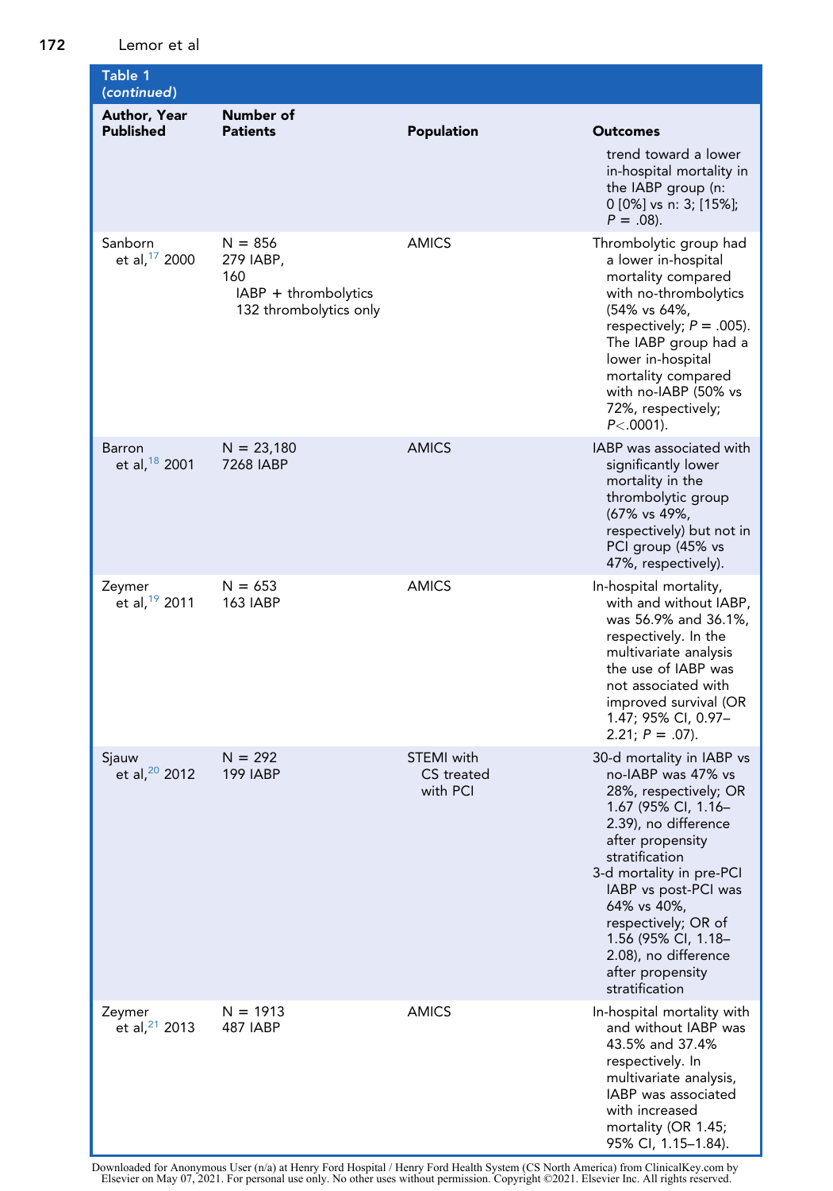**Table 1 (continued)**

| Author, Year Published | Number of Patients | Population | Outcomes |
|---|---|---|---|
| | | | trend toward a lower in-hospital mortality in the IABP group (n: 0 [0%] vs n: 3; [15%]; *P* = .08). |
| Sanborn et al,[17] 2000 | N = 856<br>279 IABP,<br>160 IABP + thrombolytics<br>132 thrombolytics only | AMICS | Thrombolytic group had a lower in-hospital mortality compared with no-thrombolytics (54% vs 64%, respectively; *P* = .005). The IABP group had a lower in-hospital mortality compared with no-IABP (50% vs 72%, respectively; *P*<.0001). |
| Barron et al,[18] 2001 | N = 23,180<br>7268 IABP | AMICS | IABP was associated with significantly lower mortality in the thrombolytic group (67% vs 49%, respectively) but not in PCI group (45% vs 47%, respectively). |
| Zeymer et al,[19] 2011 | N = 653<br>163 IABP | AMICS | In-hospital mortality, with and without IABP, was 56.9% and 36.1%, respectively. In the multivariate analysis the use of IABP was not associated with improved survival (OR 1.47; 95% CI, 0.97–2.21; *P* = .07). |
| Sjauw et al,[20] 2012 | N = 292<br>199 IABP | STEMI with CS treated with PCI | 30-d mortality in IABP vs no-IABP was 47% vs 28%, respectively; OR 1.67 (95% CI, 1.16–2.39), no difference after propensity stratification<br>3-d mortality in pre-PCI IABP vs post-PCI was 64% vs 40%, respectively; OR of 1.56 (95% CI, 1.18–2.08), no difference after propensity stratification |
| Zeymer et al,[21] 2013 | N = 1913<br>487 IABP | AMICS | In-hospital mortality with and without IABP was 43.5% and 37.4% respectively. In multivariate analysis, IABP was associated with increased mortality (OR 1.45; 95% CI, 1.15–1.84). |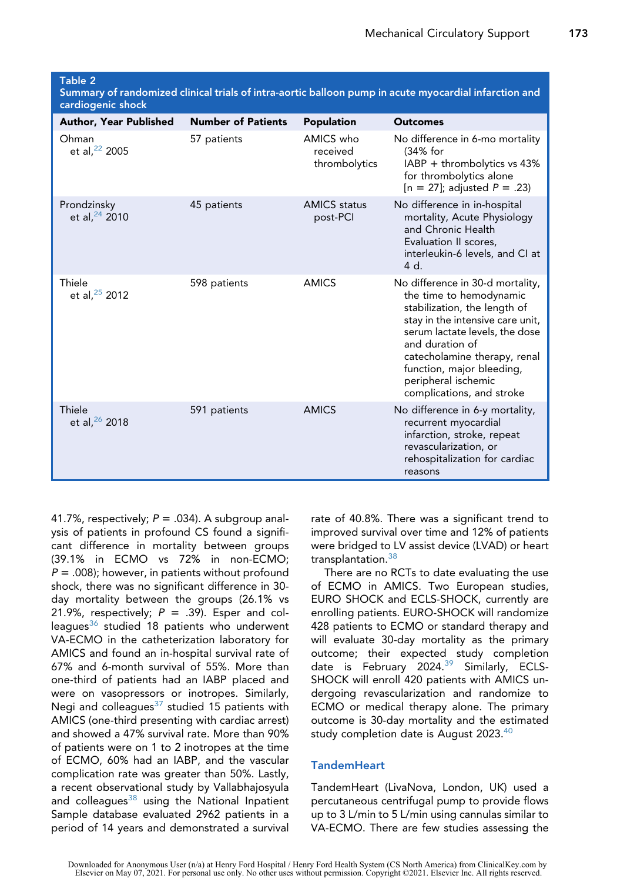Table 2
Summary of randomized clinical trials of intra-aortic balloon pump in acute myocardial infarction and cardiogenic shock

| Author, Year Published | Number of Patients | Population | Outcomes |
| --- | --- | --- | --- |
| Ohman et al,[22] 2005 | 57 patients | AMICS who received thrombolytics | No difference in 6-mo mortality (34% for IABP + thrombolytics vs 43% for thrombolytics alone [n = 27]; adjusted $P = .23$) |
| Prondzinsky et al,[24] 2010 | 45 patients | AMICS status post-PCI | No difference in in-hospital mortality, Acute Physiology and Chronic Health Evaluation II scores, interleukin-6 levels, and CI at 4 d. |
| Thiele et al,[25] 2012 | 598 patients | AMICS | No difference in 30-d mortality, the time to hemodynamic stabilization, the length of stay in the intensive care unit, serum lactate levels, the dose and duration of catecholamine therapy, renal function, major bleeding, peripheral ischemic complications, and stroke |
| Thiele et al,[26] 2018 | 591 patients | AMICS | No difference in 6-y mortality, recurrent myocardial infarction, stroke, repeat revascularization, or rehospitalization for cardiac reasons |

41.7%, respectively; $P = .034$). A subgroup analysis of patients in profound CS found a significant difference in mortality between groups (39.1% in ECMO vs 72% in non-ECMO; $P = .008$); however, in patients without profound shock, there was no significant difference in 30-day mortality between the groups (26.1% vs 21.9%, respectively; $P = .39$). Esper and colleagues[36] studied 18 patients who underwent VA-ECMO in the catheterization laboratory for AMICS and found an in-hospital survival rate of 67% and 6-month survival of 55%. More than one-third of patients had an IABP placed and were on vasopressors or inotropes. Similarly, Negi and colleagues[37] studied 15 patients with AMICS (one-third presenting with cardiac arrest) and showed a 47% survival rate. More than 90% of patients were on 1 to 2 inotropes at the time of ECMO, 60% had an IABP, and the vascular complication rate was greater than 50%. Lastly, a recent observational study by Vallabhajosyula and colleagues[38] using the National Inpatient Sample database evaluated 2962 patients in a period of 14 years and demonstrated a survival rate of 40.8%. There was a significant trend to improved survival over time and 12% of patients were bridged to LV assist device (LVAD) or heart transplantation.[38]

There are no RCTs to date evaluating the use of ECMO in AMICS. Two European studies, EURO SHOCK and ECLS-SHOCK, currently are enrolling patients. EURO-SHOCK will randomize 428 patients to ECMO or standard therapy and will evaluate 30-day mortality as the primary outcome; their expected study completion date is February 2024.[39] Similarly, ECLS-SHOCK will enroll 420 patients with AMICS undergoing revascularization and randomize to ECMO or medical therapy alone. The primary outcome is 30-day mortality and the estimated study completion date is August 2023.[40]

## TandemHeart

TandemHeart (LivaNova, London, UK) used a percutaneous centrifugal pump to provide flows up to 3 L/min to 5 L/min using cannulas similar to VA-ECMO. There are few studies assessing the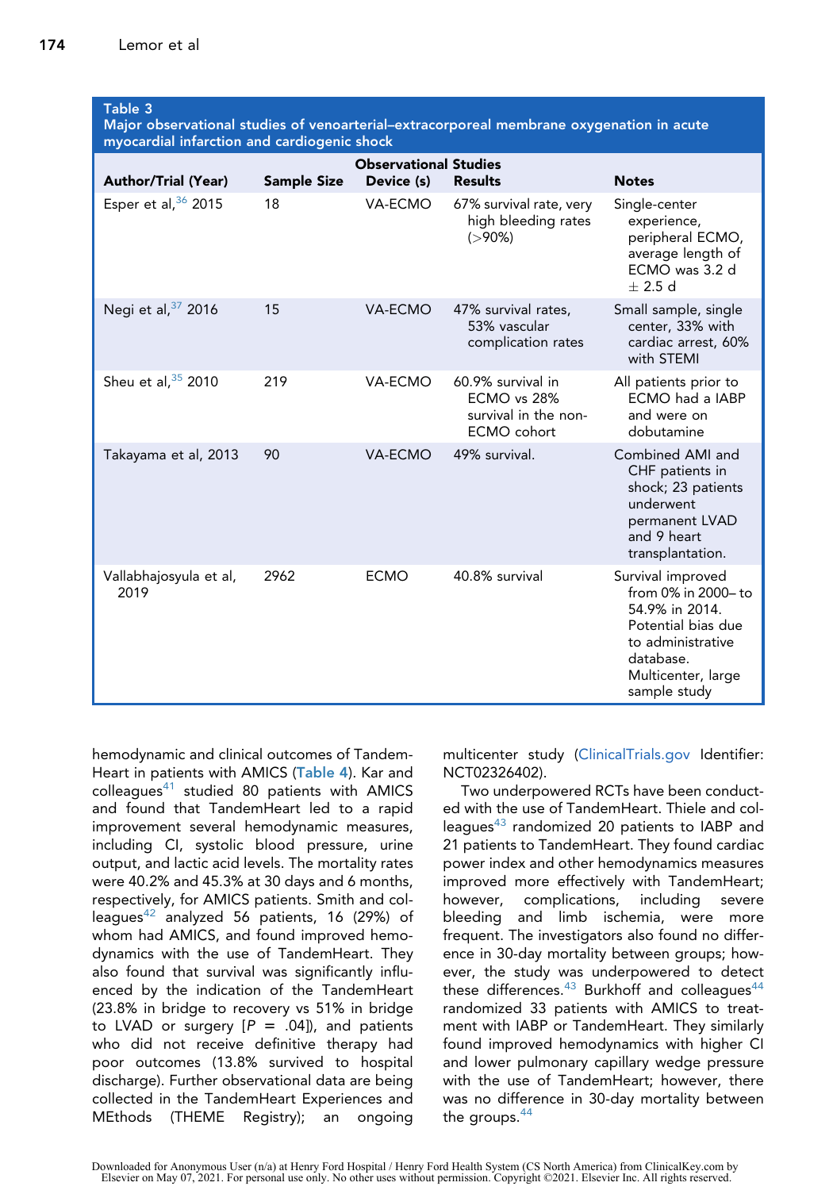**Table 3**
**Major observational studies of venoarterial–extracorporeal membrane oxygenation in acute myocardial infarction and cardiogenic shock**

| Observational Studies | | | | |
|---|---|---|---|---|
| **Author/Trial (Year)** | **Sample Size** | **Device (s)** | **Results** | **Notes** |
| Esper et al,[36] 2015 | 18 | VA-ECMO | 67% survival rate, very high bleeding rates (>90%) | Single-center experience, peripheral ECMO, average length of ECMO was 3.2 d ± 2.5 d |
| Negi et al,[37] 2016 | 15 | VA-ECMO | 47% survival rates, 53% vascular complication rates | Small sample, single center, 33% with cardiac arrest, 60% with STEMI |
| Sheu et al,[35] 2010 | 219 | VA-ECMO | 60.9% survival in ECMO vs 28% survival in the non-ECMO cohort | All patients prior to ECMO had a IABP and were on dobutamine |
| Takayama et al, 2013 | 90 | VA-ECMO | 49% survival. | Combined AMI and CHF patients in shock; 23 patients underwent permanent LVAD and 9 heart transplantation. |
| Vallabhajosyula et al, 2019 | 2962 | ECMO | 40.8% survival | Survival improved from 0% in 2000– to 54.9% in 2014. Potential bias due to administrative database. Multicenter, large sample study |

hemodynamic and clinical outcomes of TandemHeart in patients with AMICS (Table 4). Kar and colleagues[41] studied 80 patients with AMICS and found that TandemHeart led to a rapid improvement several hemodynamic measures, including CI, systolic blood pressure, urine output, and lactic acid levels. The mortality rates were 40.2% and 45.3% at 30 days and 6 months, respectively, for AMICS patients. Smith and colleagues[42] analyzed 56 patients, 16 (29%) of whom had AMICS, and found improved hemodynamics with the use of TandemHeart. They also found that survival was significantly influenced by the indication of the TandemHeart (23.8% in bridge to recovery vs 51% in bridge to LVAD or surgery [$P = .04$]), and patients who did not receive definitive therapy had poor outcomes (13.8% survived to hospital discharge). Further observational data are being collected in the TandemHeart Experiences and MEthods (THEME Registry); an ongoing multicenter study (ClinicalTrials.gov Identifier: NCT02326402).

Two underpowered RCTs have been conducted with the use of TandemHeart. Thiele and colleagues[43] randomized 20 patients to IABP and 21 patients to TandemHeart. They found cardiac power index and other hemodynamics measures improved more effectively with TandemHeart; however, complications, including severe bleeding and limb ischemia, were more frequent. The investigators also found no difference in 30-day mortality between groups; however, the study was underpowered to detect these differences.[43] Burkhoff and colleagues[44] randomized 33 patients with AMICS to treatment with IABP or TandemHeart. They similarly found improved hemodynamics with higher CI and lower pulmonary capillary wedge pressure with the use of TandemHeart; however, there was no difference in 30-day mortality between the groups.[44]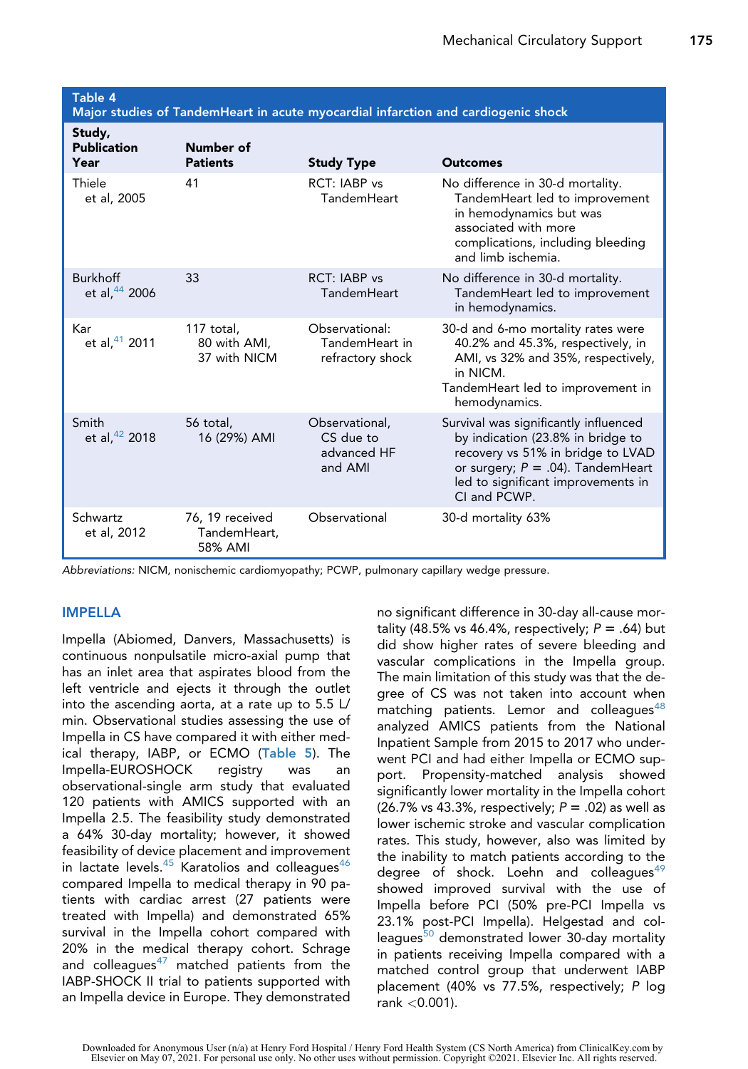**Table 4**
**Major studies of TandemHeart in acute myocardial infarction and cardiogenic shock**

| Study, Publication Year | Number of Patients | Study Type | Outcomes |
|---|---|---|---|
| Thiele et al, 2005 | 41 | RCT: IABP vs TandemHeart | No difference in 30-d mortality. TandemHeart led to improvement in hemodynamics but was associated with more complications, including bleeding and limb ischemia. |
| Burkhoff et al,[44] 2006 | 33 | RCT: IABP vs TandemHeart | No difference in 30-d mortality. TandemHeart led to improvement in hemodynamics. |
| Kar et al,[41] 2011 | 117 total, 80 with AMI, 37 with NICM | Observational: TandemHeart in refractory shock | 30-d and 6-mo mortality rates were 40.2% and 45.3%, respectively, in AMI, vs 32% and 35%, respectively, in NICM. TandemHeart led to improvement in hemodynamics. |
| Smith et al,[42] 2018 | 56 total, 16 (29%) AMI | Observational, CS due to advanced HF and AMI | Survival was significantly influenced by indication (23.8% in bridge to recovery vs 51% in bridge to LVAD or surgery; *P* = .04). TandemHeart led to significant improvements in CI and PCWP. |
| Schwartz et al, 2012 | 76, 19 received TandemHeart, 58% AMI | Observational | 30-d mortality 63% |

*Abbreviations:* NICM, nonischemic cardiomyopathy; PCWP, pulmonary capillary wedge pressure.

## IMPELLA

Impella (Abiomed, Danvers, Massachusetts) is continuous nonpulsatile micro-axial pump that has an inlet area that aspirates blood from the left ventricle and ejects it through the outlet into the ascending aorta, at a rate up to 5.5 L/min. Observational studies assessing the use of Impella in CS have compared it with either medical therapy, IABP, or ECMO (Table 5). The Impella-EUROSHOCK registry was an observational-single arm study that evaluated 120 patients with AMICS supported with an Impella 2.5. The feasibility study demonstrated a 64% 30-day mortality; however, it showed feasibility of device placement and improvement in lactate levels.[45] Karatolios and colleagues[46] compared Impella to medical therapy in 90 patients with cardiac arrest (27 patients were treated with Impella) and demonstrated 65% survival in the Impella cohort compared with 20% in the medical therapy cohort. Schrage and colleagues[47] matched patients from the IABP-SHOCK II trial to patients supported with an Impella device in Europe. They demonstrated no significant difference in 30-day all-cause mortality (48.5% vs 46.4%, respectively; *P* = .64) but did show higher rates of severe bleeding and vascular complications in the Impella group. The main limitation of this study was that the degree of CS was not taken into account when matching patients. Lemor and colleagues[48] analyzed AMICS patients from the National Inpatient Sample from 2015 to 2017 who underwent PCI and had either Impella or ECMO support. Propensity-matched analysis showed significantly lower mortality in the Impella cohort (26.7% vs 43.3%, respectively; *P* = .02) as well as lower ischemic stroke and vascular complication rates. This study, however, also was limited by the inability to match patients according to the degree of shock. Loehn and colleagues[49] showed improved survival with the use of Impella before PCI (50% pre-PCI Impella vs 23.1% post-PCI Impella). Helgestad and colleagues[50] demonstrated lower 30-day mortality in patients receiving Impella compared with a matched control group that underwent IABP placement (40% vs 77.5%, respectively; *P* log rank <0.001).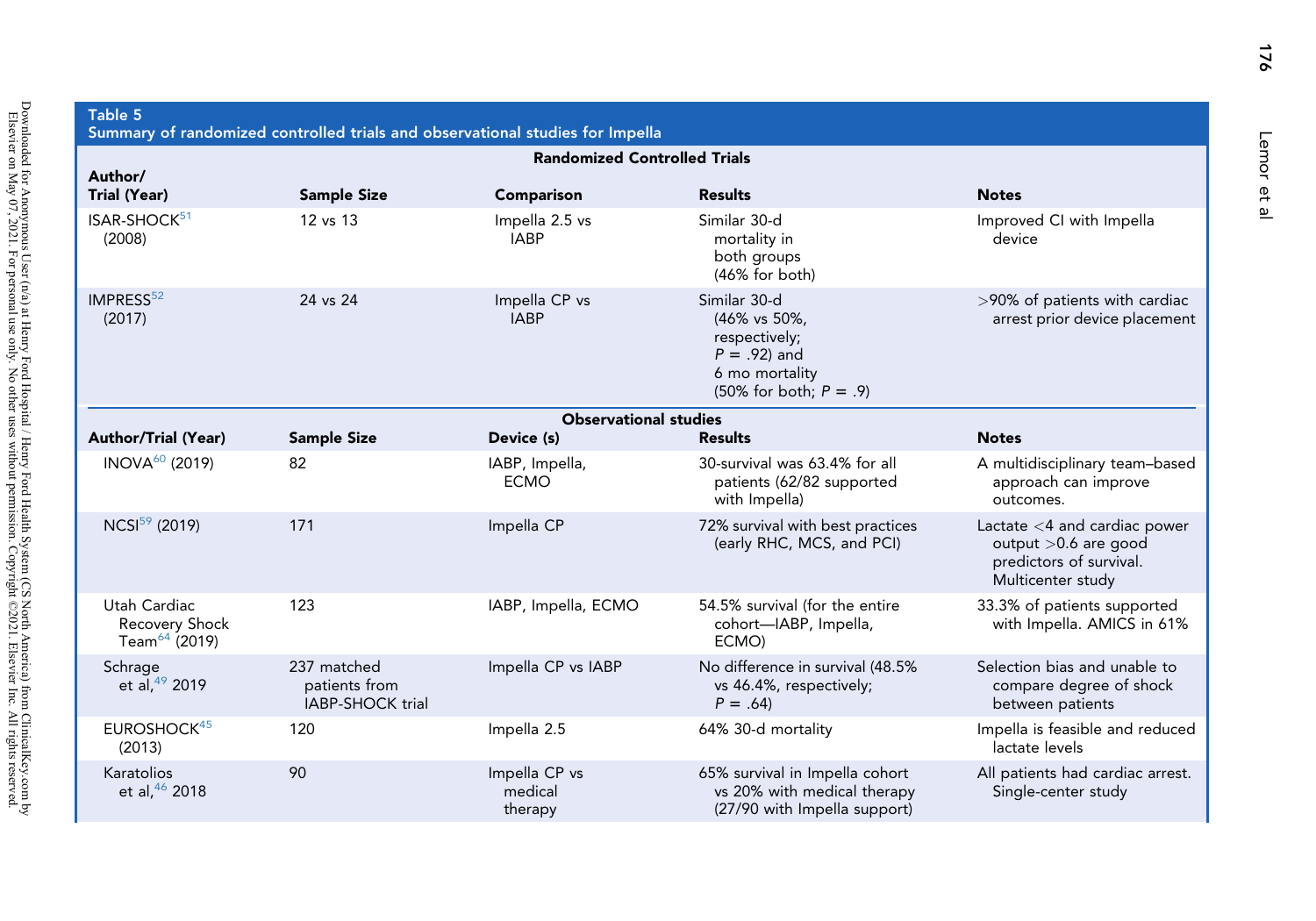**Table 5**
**Summary of randomized controlled trials and observational studies for Impella**

| **Randomized Controlled Trials** | | | | |
|---|---|---|---|---|
| **Author/ Trial (Year)** | **Sample Size** | **Comparison** | **Results** | **Notes** |
| ISAR-SHOCK[51] (2008) | 12 vs 13 | Impella 2.5 vs IABP | Similar 30-d mortality in both groups (46% for both) | Improved CI with Impella device |
| IMPRESS[52] (2017) | 24 vs 24 | Impella CP vs IABP | Similar 30-d (46% vs 50%, respectively; *P* = .92) and 6 mo mortality (50% for both; *P* = .9) | >90% of patients with cardiac arrest prior device placement |
| **Observational studies** | | | | |
| **Author/Trial (Year)** | **Sample Size** | **Device (s)** | **Results** | **Notes** |
| INOVA[60] (2019) | 82 | IABP, Impella, ECMO | 30-survival was 63.4% for all patients (62/82 supported with Impella) | A multidisciplinary team–based approach can improve outcomes. |
| NCSI[59] (2019) | 171 | Impella CP | 72% survival with best practices (early RHC, MCS, and PCI) | Lactate <4 and cardiac power output >0.6 are good predictors of survival. Multicenter study |
| Utah Cardiac Recovery Shock Team[64] (2019) | 123 | IABP, Impella, ECMO | 54.5% survival (for the entire cohort—IABP, Impella, ECMO) | 33.3% of patients supported with Impella. AMICS in 61% |
| Schrage et al,[49] 2019 | 237 matched patients from IABP-SHOCK trial | Impella CP vs IABP | No difference in survival (48.5% vs 46.4%, respectively; *P* = .64) | Selection bias and unable to compare degree of shock between patients |
| EUROSHOCK[45] (2013) | 120 | Impella 2.5 | 64% 30-d mortality | Impella is feasible and reduced lactate levels |
| Karatolios et al,[46] 2018 | 90 | Impella CP vs medical therapy | 65% survival in Impella cohort vs 20% with medical therapy (27/90 with Impella support) | All patients had cardiac arrest. Single-center study |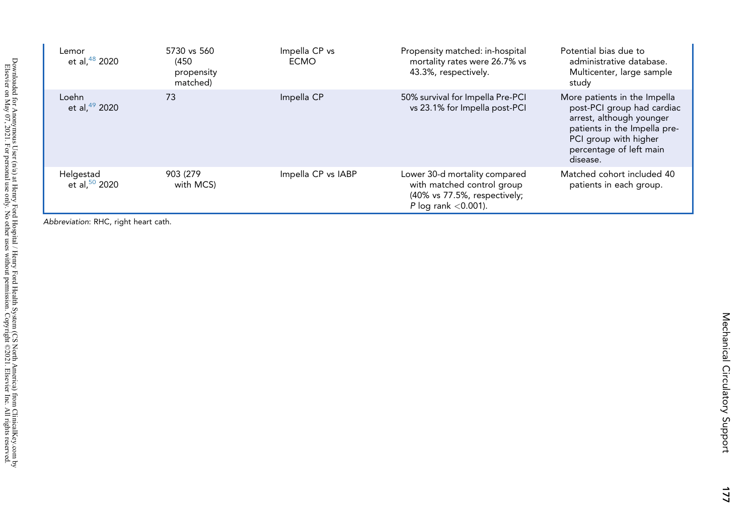| | | | | |
|---|---|---|---|---|
| Lemor et al,[48] 2020 | 5730 vs 560 (450 propensity matched) | Impella CP vs ECMO | Propensity matched: in-hospital mortality rates were 26.7% vs 43.3%, respectively. | Potential bias due to administrative database. Multicenter, large sample study |
| Loehn et al,[49] 2020 | 73 | Impella CP | 50% survival for Impella Pre-PCI vs 23.1% for Impella post-PCI | More patients in the Impella post-PCI group had cardiac arrest, although younger patients in the Impella pre-PCI group with higher percentage of left main disease. |
| Helgestad et al,[50] 2020 | 903 (279 with MCS) | Impella CP vs IABP | Lower 30-d mortality compared with matched control group (40% vs 77.5%, respectively; *P* log rank $<0.001$). | Matched cohort included 40 patients in each group. |

*Abbreviation*: RHC, right heart cath.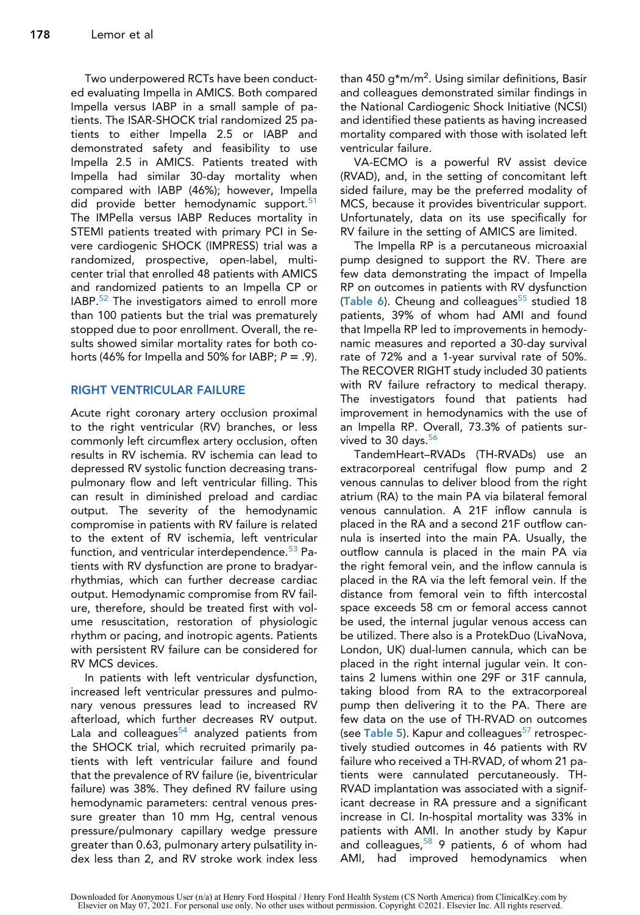Two underpowered RCTs have been conducted evaluating Impella in AMICS. Both compared Impella versus IABP in a small sample of patients. The ISAR-SHOCK trial randomized 25 patients to either Impella 2.5 or IABP and demonstrated safety and feasibility to use Impella 2.5 in AMICS. Patients treated with Impella had similar 30-day mortality when compared with IABP (46%); however, Impella did provide better hemodynamic support.[51] The IMPella versus IABP Reduces mortality in STEMI patients treated with primary PCI in Severe cardiogenic SHOCK (IMPRESS) trial was a randomized, prospective, open-label, multicenter trial that enrolled 48 patients with AMICS and randomized patients to an Impella CP or IABP.[52] The investigators aimed to enroll more than 100 patients but the trial was prematurely stopped due to poor enrollment. Overall, the results showed similar mortality rates for both cohorts (46% for Impella and 50% for IABP; $P = .9$).

## RIGHT VENTRICULAR FAILURE

Acute right coronary artery occlusion proximal to the right ventricular (RV) branches, or less commonly left circumflex artery occlusion, often results in RV ischemia. RV ischemia can lead to depressed RV systolic function decreasing transpulmonary flow and left ventricular filling. This can result in diminished preload and cardiac output. The severity of the hemodynamic compromise in patients with RV failure is related to the extent of RV ischemia, left ventricular function, and ventricular interdependence.[53] Patients with RV dysfunction are prone to bradyarrhythmias, which can further decrease cardiac output. Hemodynamic compromise from RV failure, therefore, should be treated first with volume resuscitation, restoration of physiologic rhythm or pacing, and inotropic agents. Patients with persistent RV failure can be considered for RV MCS devices.

In patients with left ventricular dysfunction, increased left ventricular pressures and pulmonary venous pressures lead to increased RV afterload, which further decreases RV output. Lala and colleagues[54] analyzed patients from the SHOCK trial, which recruited primarily patients with left ventricular failure and found that the prevalence of RV failure (ie, biventricular failure) was 38%. They defined RV failure using hemodynamic parameters: central venous pressure greater than 10 mm Hg, central venous pressure/pulmonary capillary wedge pressure greater than 0.63, pulmonary artery pulsatility index less than 2, and RV stroke work index less than 450 g*m/m$^2$. Using similar definitions, Basir and colleagues demonstrated similar findings in the National Cardiogenic Shock Initiative (NCSI) and identified these patients as having increased mortality compared with those with isolated left ventricular failure.

VA-ECMO is a powerful RV assist device (RVAD), and, in the setting of concomitant left sided failure, may be the preferred modality of MCS, because it provides biventricular support. Unfortunately, data on its use specifically for RV failure in the setting of AMICS are limited.

The Impella RP is a percutaneous microaxial pump designed to support the RV. There are few data demonstrating the impact of Impella RP on outcomes in patients with RV dysfunction (Table 6). Cheung and colleagues[55] studied 18 patients, 39% of whom had AMI and found that Impella RP led to improvements in hemodynamic measures and reported a 30-day survival rate of 72% and a 1-year survival rate of 50%. The RECOVER RIGHT study included 30 patients with RV failure refractory to medical therapy. The investigators found that patients had improvement in hemodynamics with the use of an Impella RP. Overall, 73.3% of patients survived to 30 days.[56]

TandemHeart–RVADs (TH-RVADs) use an extracorporeal centrifugal flow pump and 2 venous cannulas to deliver blood from the right atrium (RA) to the main PA via bilateral femoral venous cannulation. A 21F inflow cannula is placed in the RA and a second 21F outflow cannula is inserted into the main PA. Usually, the outflow cannula is placed in the main PA via the right femoral vein, and the inflow cannula is placed in the RA via the left femoral vein. If the distance from femoral vein to fifth intercostal space exceeds 58 cm or femoral access cannot be used, the internal jugular venous access can be utilized. There also is a ProtekDuo (LivaNova, London, UK) dual-lumen cannula, which can be placed in the right internal jugular vein. It contains 2 lumens within one 29F or 31F cannula, taking blood from RA to the extracorporeal pump then delivering it to the PA. There are few data on the use of TH-RVAD on outcomes (see Table 5). Kapur and colleagues[57] retrospectively studied outcomes in 46 patients with RV failure who received a TH-RVAD, of whom 21 patients were cannulated percutaneously. TH-RVAD implantation was associated with a significant decrease in RA pressure and a significant increase in CI. In-hospital mortality was 33% in patients with AMI. In another study by Kapur and colleagues,[58] 9 patients, 6 of whom had AMI, had improved hemodynamics when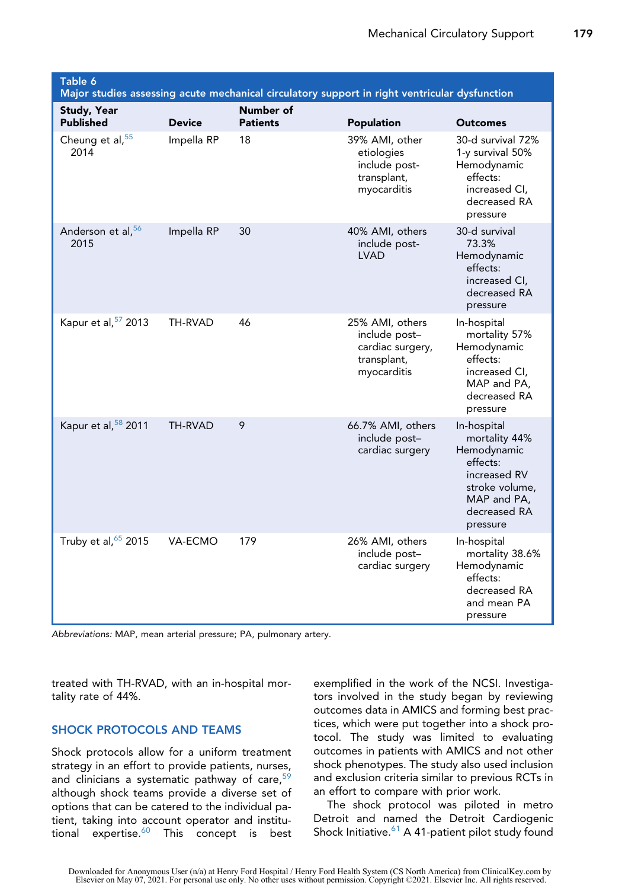**Table 6**
**Major studies assessing acute mechanical circulatory support in right ventricular dysfunction**

| Study, Year Published | Device | Number of Patients | Population | Outcomes |
|---|---|---|---|---|
| Cheung et al,[55] 2014 | Impella RP | 18 | 39% AMI, other etiologies include post-transplant, myocarditis | 30-d survival 72%<br>1-y survival 50%<br>Hemodynamic effects: increased CI, decreased RA pressure |
| Anderson et al,[56] 2015 | Impella RP | 30 | 40% AMI, others include post-LVAD | 30-d survival 73.3%<br>Hemodynamic effects: increased CI, decreased RA pressure |
| Kapur et al,[57] 2013 | TH-RVAD | 46 | 25% AMI, others include post–cardiac surgery, transplant, myocarditis | In-hospital mortality 57%<br>Hemodynamic effects: increased CI, MAP and PA, decreased RA pressure |
| Kapur et al,[58] 2011 | TH-RVAD | 9 | 66.7% AMI, others include post–cardiac surgery | In-hospital mortality 44%<br>Hemodynamic effects: increased RV stroke volume, MAP and PA, decreased RA pressure |
| Truby et al,[65] 2015 | VA-ECMO | 179 | 26% AMI, others include post–cardiac surgery | In-hospital mortality 38.6%<br>Hemodynamic effects: decreased RA and mean PA pressure |

*Abbreviations:* MAP, mean arterial pressure; PA, pulmonary artery.

treated with TH-RVAD, with an in-hospital mortality rate of 44%.

## SHOCK PROTOCOLS AND TEAMS

Shock protocols allow for a uniform treatment strategy in an effort to provide patients, nurses, and clinicians a systematic pathway of care,[59] although shock teams provide a diverse set of options that can be catered to the individual patient, taking into account operator and institutional expertise.[60] This concept is best exemplified in the work of the NCSI. Investigators involved in the study began by reviewing outcomes data in AMICS and forming best practices, which were put together into a shock protocol. The study was limited to evaluating outcomes in patients with AMICS and not other shock phenotypes. The study also used inclusion and exclusion criteria similar to previous RCTs in an effort to compare with prior work.

The shock protocol was piloted in metro Detroit and named the Detroit Cardiogenic Shock Initiative.[61] A 41-patient pilot study found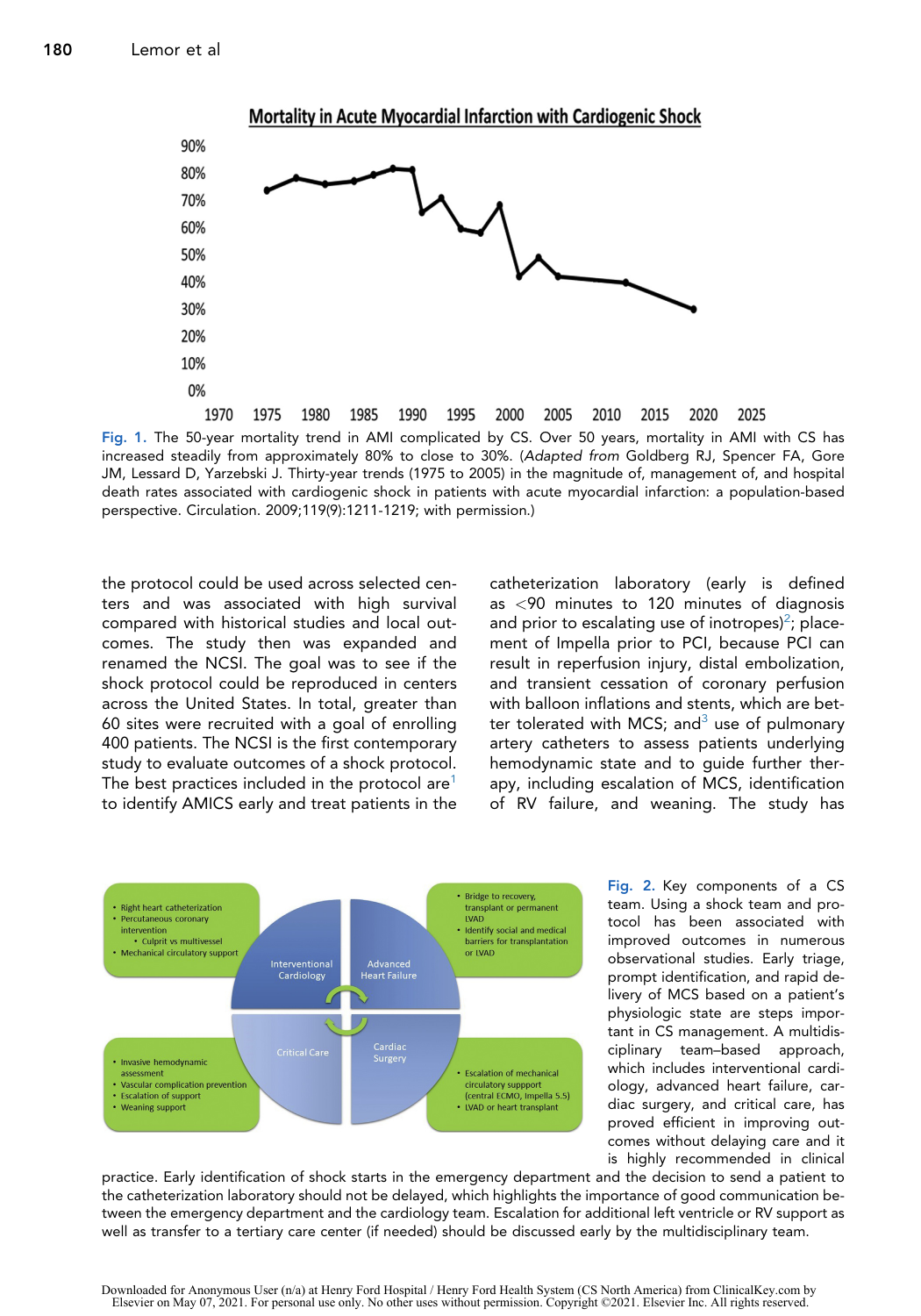**Mortality in Acute Myocardial Infarction with Cardiogenic Shock**

Fig. 1. The 50-year mortality trend in AMI complicated by CS. Over 50 years, mortality in AMI with CS has increased steadily from approximately 80% to close to 30%. (*Adapted from* Goldberg RJ, Spencer FA, Gore JM, Lessard D, Yarzebski J. Thirty-year trends (1975 to 2005) in the magnitude of, management of, and hospital death rates associated with cardiogenic shock in patients with acute myocardial infarction: a population-based perspective. Circulation. 2009;119(9):1211-1219; with permission.)

the protocol could be used across selected centers and was associated with high survival compared with historical studies and local outcomes. The study then was expanded and renamed the NCSI. The goal was to see if the shock protocol could be reproduced in centers across the United States. In total, greater than 60 sites were recruited with a goal of enrolling 400 patients. The NCSI is the first contemporary study to evaluate outcomes of a shock protocol. The best practices included in the protocol are[1] to identify AMICS early and treat patients in the catheterization laboratory (early is defined as <90 minutes to 120 minutes of diagnosis and prior to escalating use of inotropes)[2]; placement of Impella prior to PCI, because PCI can result in reperfusion injury, distal embolization, and transient cessation of coronary perfusion with balloon inflations and stents, which are better tolerated with MCS; and[3] use of pulmonary artery catheters to assess patients underlying hemodynamic state and to guide further therapy, including escalation of MCS, identification of RV failure, and weaning. The study has

Interventional Cardiology
- Right heart catheterization
- Percutaneous coronary intervention
  - Culprit vs multivessel
- Mechanical circulatory support

Advanced Heart Failure
- Bridge to recovery, transplant or permanent LVAD
- Identify social and medical barriers for transplantation or LVAD

Critical Care
- Invasive hemodynamic assessment
- Vascular complication prevention
- Escalation of support
- Weaning support

Cardiac Surgery
- Escalation of mechanical circulatory suppport (central ECMO, Impella 5.5)
- LVAD or heart transplant

Fig. 2. Key components of a CS team. Using a shock team and protocol has been associated with improved outcomes in numerous observational studies. Early triage, prompt identification, and rapid delivery of MCS based on a patient's physiologic state are steps important in CS management. A multidisciplinary team–based approach, which includes interventional cardiology, advanced heart failure, cardiac surgery, and critical care, has proved efficient in improving outcomes without delaying care and it is highly recommended in clinical practice. Early identification of shock starts in the emergency department and the decision to send a patient to the catheterization laboratory should not be delayed, which highlights the importance of good communication between the emergency department and the cardiology team. Escalation for additional left ventricle or RV support as well as transfer to a tertiary care center (if needed) should be discussed early by the multidisciplinary team.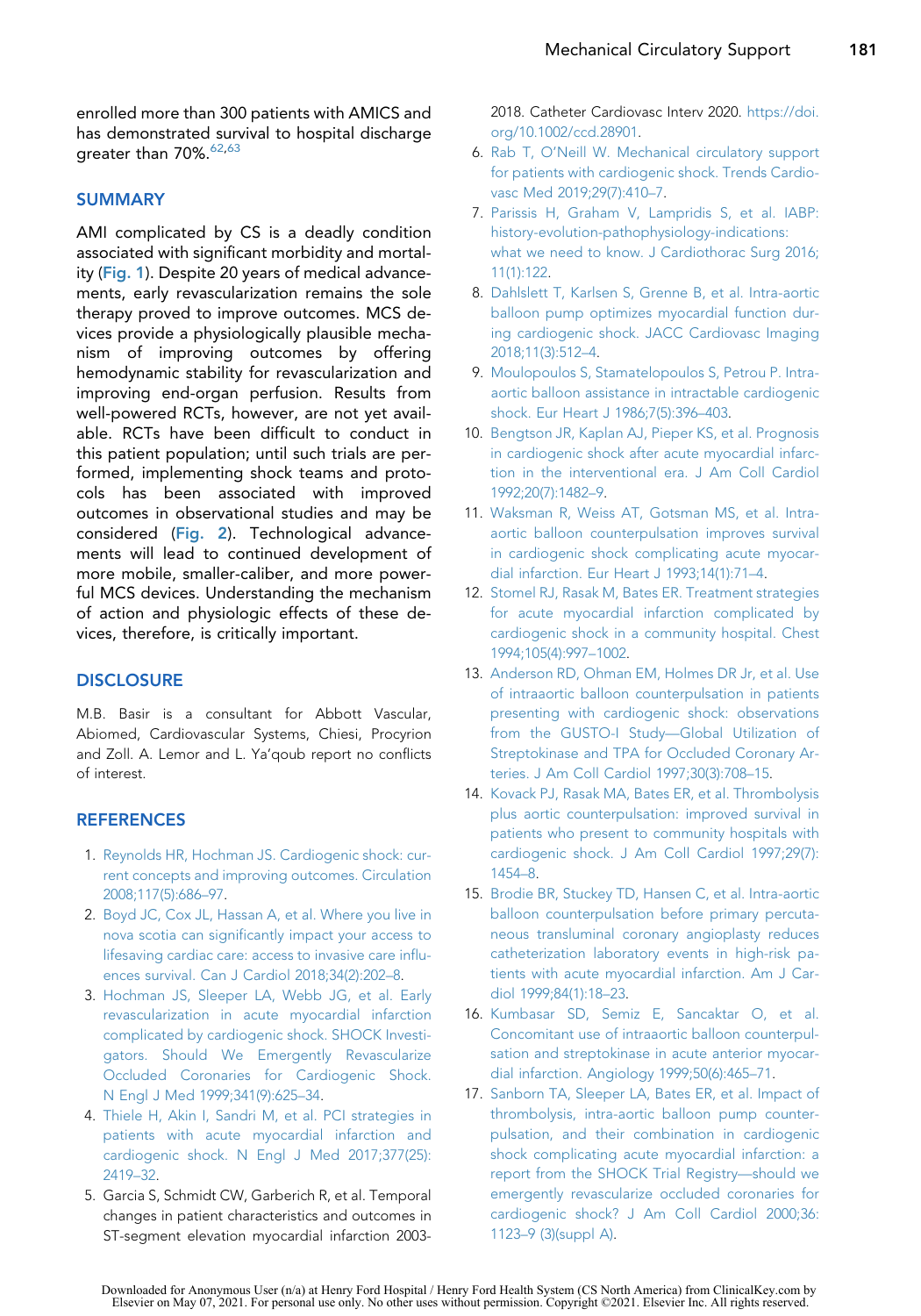enrolled more than 300 patients with AMICS and has demonstrated survival to hospital discharge greater than 70%.[62,63]

## SUMMARY

AMI complicated by CS is a deadly condition associated with significant morbidity and mortality (Fig. 1). Despite 20 years of medical advancements, early revascularization remains the sole therapy proved to improve outcomes. MCS devices provide a physiologically plausible mechanism of improving outcomes by offering hemodynamic stability for revascularization and improving end-organ perfusion. Results from well-powered RCTs, however, are not yet available. RCTs have been difficult to conduct in this patient population; until such trials are performed, implementing shock teams and protocols has been associated with improved outcomes in observational studies and may be considered (Fig. 2). Technological advancements will lead to continued development of more mobile, smaller-caliber, and more powerful MCS devices. Understanding the mechanism of action and physiologic effects of these devices, therefore, is critically important.

## DISCLOSURE

M.B. Basir is a consultant for Abbott Vascular, Abiomed, Cardiovascular Systems, Chiesi, Procyrion and Zoll. A. Lemor and L. Ya'qoub report no conflicts of interest.

## REFERENCES

1. Reynolds HR, Hochman JS. Cardiogenic shock: current concepts and improving outcomes. Circulation 2008;117(5):686–97.
2. Boyd JC, Cox JL, Hassan A, et al. Where you live in nova scotia can significantly impact your access to lifesaving cardiac care: access to invasive care influences survival. Can J Cardiol 2018;34(2):202–8.
3. Hochman JS, Sleeper LA, Webb JG, et al. Early revascularization in acute myocardial infarction complicated by cardiogenic shock. SHOCK Investigators. Should We Emergently Revascularize Occluded Coronaries for Cardiogenic Shock. N Engl J Med 1999;341(9):625–34.
4. Thiele H, Akin I, Sandri M, et al. PCI strategies in patients with acute myocardial infarction and cardiogenic shock. N Engl J Med 2017;377(25): 2419–32.
5. Garcia S, Schmidt CW, Garberich R, et al. Temporal changes in patient characteristics and outcomes in ST-segment elevation myocardial infarction 2003-2018. Catheter Cardiovasc Interv 2020. https://doi.org/10.1002/ccd.28901.
6. Rab T, O'Neill W. Mechanical circulatory support for patients with cardiogenic shock. Trends Cardiovasc Med 2019;29(7):410–7.
7. Parissis H, Graham V, Lampridis S, et al. IABP: history-evolution-pathophysiology-indications: what we need to know. J Cardiothorac Surg 2016; 11(1):122.
8. Dahlslett T, Karlsen S, Grenne B, et al. Intra-aortic balloon pump optimizes myocardial function during cardiogenic shock. JACC Cardiovasc Imaging 2018;11(3):512–4.
9. Moulopoulos S, Stamatelopoulos S, Petrou P. Intra-aortic balloon assistance in intractable cardiogenic shock. Eur Heart J 1986;7(5):396–403.
10. Bengtson JR, Kaplan AJ, Pieper KS, et al. Prognosis in cardiogenic shock after acute myocardial infarction in the interventional era. J Am Coll Cardiol 1992;20(7):1482–9.
11. Waksman R, Weiss AT, Gotsman MS, et al. Intra-aortic balloon counterpulsation improves survival in cardiogenic shock complicating acute myocardial infarction. Eur Heart J 1993;14(1):71–4.
12. Stomel RJ, Rasak M, Bates ER. Treatment strategies for acute myocardial infarction complicated by cardiogenic shock in a community hospital. Chest 1994;105(4):997–1002.
13. Anderson RD, Ohman EM, Holmes DR Jr, et al. Use of intraaortic balloon counterpulsation in patients presenting with cardiogenic shock: observations from the GUSTO-I Study—Global Utilization of Streptokinase and TPA for Occluded Coronary Arteries. J Am Coll Cardiol 1997;30(3):708–15.
14. Kovack PJ, Rasak MA, Bates ER, et al. Thrombolysis plus aortic counterpulsation: improved survival in patients who present to community hospitals with cardiogenic shock. J Am Coll Cardiol 1997;29(7): 1454–8.
15. Brodie BR, Stuckey TD, Hansen C, et al. Intra-aortic balloon counterpulsation before primary percutaneous transluminal coronary angioplasty reduces catheterization laboratory events in high-risk patients with acute myocardial infarction. Am J Cardiol 1999;84(1):18–23.
16. Kumbasar SD, Semiz E, Sancaktar O, et al. Concomitant use of intraaortic balloon counterpulsation and streptokinase in acute anterior myocardial infarction. Angiology 1999;50(6):465–71.
17. Sanborn TA, Sleeper LA, Bates ER, et al. Impact of thrombolysis, intra-aortic balloon pump counterpulsation, and their combination in cardiogenic shock complicating acute myocardial infarction: a report from the SHOCK Trial Registry—should we emergently revascularize occluded coronaries for cardiogenic shock? J Am Coll Cardiol 2000;36: 1123–9 (3)(suppl A).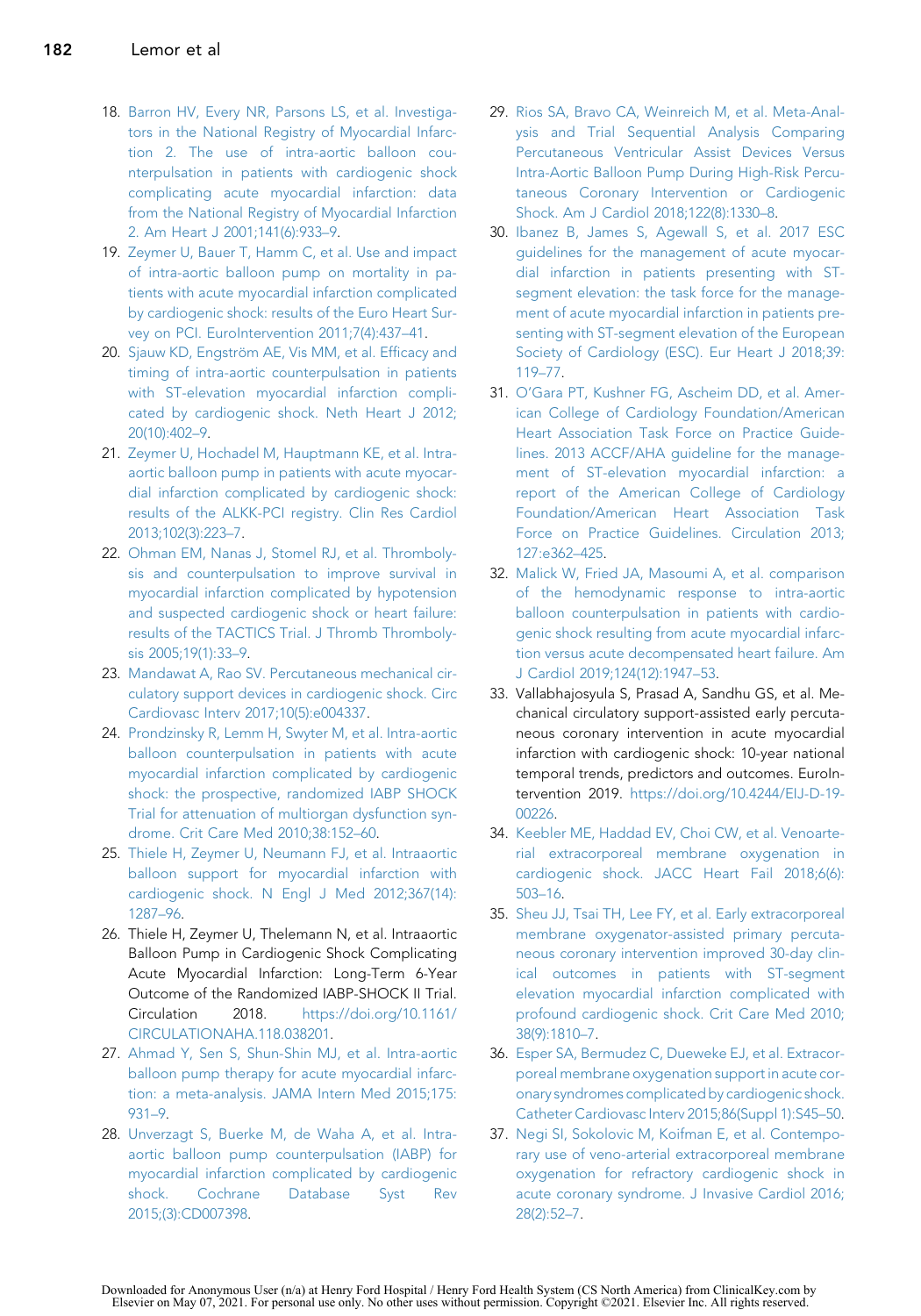18. Barron HV, Every NR, Parsons LS, et al. Investigators in the National Registry of Myocardial Infarction 2. The use of intra-aortic balloon counterpulsation in patients with cardiogenic shock complicating acute myocardial infarction: data from the National Registry of Myocardial Infarction 2. Am Heart J 2001;141(6):933–9.
19. Zeymer U, Bauer T, Hamm C, et al. Use and impact of intra-aortic balloon pump on mortality in patients with acute myocardial infarction complicated by cardiogenic shock: results of the Euro Heart Survey on PCI. EuroIntervention 2011;7(4):437–41.
20. Sjauw KD, Engström AE, Vis MM, et al. Efficacy and timing of intra-aortic counterpulsation in patients with ST-elevation myocardial infarction complicated by cardiogenic shock. Neth Heart J 2012;20(10):402–9.
21. Zeymer U, Hochadel M, Hauptmann KE, et al. Intra-aortic balloon pump in patients with acute myocardial infarction complicated by cardiogenic shock: results of the ALKK-PCI registry. Clin Res Cardiol 2013;102(3):223–7.
22. Ohman EM, Nanas J, Stomel RJ, et al. Thrombolysis and counterpulsation to improve survival in myocardial infarction complicated by hypotension and suspected cardiogenic shock or heart failure: results of the TACTICS Trial. J Thromb Thrombolysis 2005;19(1):33–9.
23. Mandawat A, Rao SV. Percutaneous mechanical circulatory support devices in cardiogenic shock. Circ Cardiovasc Interv 2017;10(5):e004337.
24. Prondzinsky R, Lemm H, Swyter M, et al. Intra-aortic balloon counterpulsation in patients with acute myocardial infarction complicated by cardiogenic shock: the prospective, randomized IABP SHOCK Trial for attenuation of multiorgan dysfunction syndrome. Crit Care Med 2010;38:152–60.
25. Thiele H, Zeymer U, Neumann FJ, et al. Intraaortic balloon support for myocardial infarction with cardiogenic shock. N Engl J Med 2012;367(14):1287–96.
26. Thiele H, Zeymer U, Thelemann N, et al. Intraaortic Balloon Pump in Cardiogenic Shock Complicating Acute Myocardial Infarction: Long-Term 6-Year Outcome of the Randomized IABP-SHOCK II Trial. Circulation 2018. https://doi.org/10.1161/CIRCULATIONAHA.118.038201.
27. Ahmad Y, Sen S, Shun-Shin MJ, et al. Intra-aortic balloon pump therapy for acute myocardial infarction: a meta-analysis. JAMA Intern Med 2015;175:931–9.
28. Unverzagt S, Buerke M, de Waha A, et al. Intra-aortic balloon pump counterpulsation (IABP) for myocardial infarction complicated by cardiogenic shock. Cochrane Database Syst Rev 2015;(3):CD007398.
29. Rios SA, Bravo CA, Weinreich M, et al. Meta-Analysis and Trial Sequential Analysis Comparing Percutaneous Ventricular Assist Devices Versus Intra-Aortic Balloon Pump During High-Risk Percutaneous Coronary Intervention or Cardiogenic Shock. Am J Cardiol 2018;122(8):1330–8.
30. Ibanez B, James S, Agewall S, et al. 2017 ESC guidelines for the management of acute myocardial infarction in patients presenting with ST-segment elevation: the task force for the management of acute myocardial infarction in patients presenting with ST-segment elevation of the European Society of Cardiology (ESC). Eur Heart J 2018;39:119–77.
31. O'Gara PT, Kushner FG, Ascheim DD, et al. American College of Cardiology Foundation/American Heart Association Task Force on Practice Guidelines. 2013 ACCF/AHA guideline for the management of ST-elevation myocardial infarction: a report of the American College of Cardiology Foundation/American Heart Association Task Force on Practice Guidelines. Circulation 2013;127:e362–425.
32. Malick W, Fried JA, Masoumi A, et al. comparison of the hemodynamic response to intra-aortic balloon counterpulsation in patients with cardiogenic shock resulting from acute myocardial infarction versus acute decompensated heart failure. Am J Cardiol 2019;124(12):1947–53.
33. Vallabhajosyula S, Prasad A, Sandhu GS, et al. Mechanical circulatory support-assisted early percutaneous coronary intervention in acute myocardial infarction with cardiogenic shock: 10-year national temporal trends, predictors and outcomes. EuroIntervention 2019. https://doi.org/10.4244/EIJ-D-19-00226.
34. Keebler ME, Haddad EV, Choi CW, et al. Venoarterial extracorporeal membrane oxygenation in cardiogenic shock. JACC Heart Fail 2018;6(6):503–16.
35. Sheu JJ, Tsai TH, Lee FY, et al. Early extracorporeal membrane oxygenator-assisted primary percutaneous coronary intervention improved 30-day clinical outcomes in patients with ST-segment elevation myocardial infarction complicated with profound cardiogenic shock. Crit Care Med 2010;38(9):1810–7.
36. Esper SA, Bermudez C, Dueweke EJ, et al. Extracorporeal membrane oxygenation support in acute coronary syndromes complicated by cardiogenic shock. Catheter Cardiovasc Interv 2015;86(Suppl 1):S45–50.
37. Negi SI, Sokolovic M, Koifman E, et al. Contemporary use of veno-arterial extracorporeal membrane oxygenation for refractory cardiogenic shock in acute coronary syndrome. J Invasive Cardiol 2016;28(2):52–7.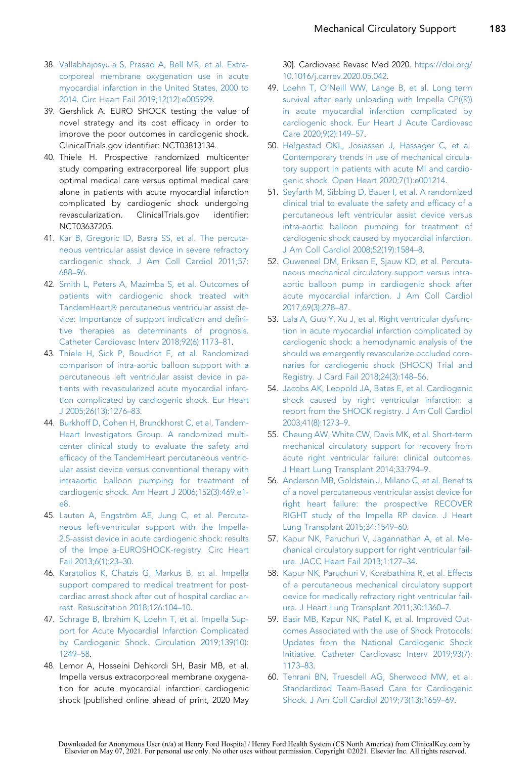38. Vallabhajosyula S, Prasad A, Bell MR, et al. Extracorporeal membrane oxygenation use in acute myocardial infarction in the United States, 2000 to 2014. Circ Heart Fail 2019;12(12):e005929.
39. Gershlick A. EURO SHOCK testing the value of novel strategy and its cost efficacy in order to improve the poor outcomes in cardiogenic shock. ClinicalTrials.gov identifier: NCT03813134.
40. Thiele H. Prospective randomized multicenter study comparing extracorporeal life support plus optimal medical care versus optimal medical care alone in patients with acute myocardial infarction complicated by cardiogenic shock undergoing revascularization. ClinicalTrials.gov identifier: NCT03637205.
41. Kar B, Gregoric ID, Basra SS, et al. The percutaneous ventricular assist device in severe refractory cardiogenic shock. J Am Coll Cardiol 2011;57:688–96.
42. Smith L, Peters A, Mazimba S, et al. Outcomes of patients with cardiogenic shock treated with TandemHeart® percutaneous ventricular assist device: Importance of support indication and definitive therapies as determinants of prognosis. Catheter Cardiovasc Interv 2018;92(6):1173–81.
43. Thiele H, Sick P, Boudriot E, et al. Randomized comparison of intra-aortic balloon support with a percutaneous left ventricular assist device in patients with revascularized acute myocardial infarction complicated by cardiogenic shock. Eur Heart J 2005;26(13):1276–83.
44. Burkhoff D, Cohen H, Brunckhorst C, et al, TandemHeart Investigators Group. A randomized multicenter clinical study to evaluate the safety and efficacy of the TandemHeart percutaneous ventricular assist device versus conventional therapy with intraaortic balloon pumping for treatment of cardiogenic shock. Am Heart J 2006;152(3):469.e1-e8.
45. Lauten A, Engström AE, Jung C, et al. Percutaneous left-ventricular support with the Impella-2.5-assist device in acute cardiogenic shock: results of the Impella-EUROSHOCK-registry. Circ Heart Fail 2013;6(1):23–30.
46. Karatolios K, Chatzis G, Markus B, et al. Impella support compared to medical treatment for post-cardiac arrest shock after out of hospital cardiac arrest. Resuscitation 2018;126:104–10.
47. Schrage B, Ibrahim K, Loehn T, et al. Impella Support for Acute Myocardial Infarction Complicated by Cardiogenic Shock. Circulation 2019;139(10):1249–58.
48. Lemor A, Hosseini Dehkordi SH, Basir MB, et al. Impella versus extracorporeal membrane oxygenation for acute myocardial infarction cardiogenic shock [published online ahead of print, 2020 May 30]. Cardiovasc Revasc Med 2020. https://doi.org/10.1016/j.carrev.2020.05.042.
49. Loehn T, O'Neill WW, Lange B, et al. Long term survival after early unloading with Impella CP((R)) in acute myocardial infarction complicated by cardiogenic shock. Eur Heart J Acute Cardiovasc Care 2020;9(2):149–57.
50. Helgestad OKL, Josiassen J, Hassager C, et al. Contemporary trends in use of mechanical circulatory support in patients with acute MI and cardiogenic shock. Open Heart 2020;7(1):e001214.
51. Seyfarth M, Sibbing D, Bauer I, et al. A randomized clinical trial to evaluate the safety and efficacy of a percutaneous left ventricular assist device versus intra-aortic balloon pumping for treatment of cardiogenic shock caused by myocardial infarction. J Am Coll Cardiol 2008;52(19):1584–8.
52. Ouweneel DM, Eriksen E, Sjauw KD, et al. Percutaneous mechanical circulatory support versus intra-aortic balloon pump in cardiogenic shock after acute myocardial infarction. J Am Coll Cardiol 2017;69(3):278–87.
53. Lala A, Guo Y, Xu J, et al. Right ventricular dysfunction in acute myocardial infarction complicated by cardiogenic shock: a hemodynamic analysis of the should we emergently revascularize occluded coronaries for cardiogenic shock (SHOCK) Trial and Registry. J Card Fail 2018;24(3):148–56.
54. Jacobs AK, Leopold JA, Bates E, et al. Cardiogenic shock caused by right ventricular infarction: a report from the SHOCK registry. J Am Coll Cardiol 2003;41(8):1273–9.
55. Cheung AW, White CW, Davis MK, et al. Short-term mechanical circulatory support for recovery from acute right ventricular failure: clinical outcomes. J Heart Lung Transplant 2014;33:794–9.
56. Anderson MB, Goldstein J, Milano C, et al. Benefits of a novel percutaneous ventricular assist device for right heart failure: the prospective RECOVER RIGHT study of the Impella RP device. J Heart Lung Transplant 2015;34:1549–60.
57. Kapur NK, Paruchuri V, Jagannathan A, et al. Mechanical circulatory support for right ventricular failure. JACC Heart Fail 2013;1:127–34.
58. Kapur NK, Paruchuri V, Korabathina R, et al. Effects of a percutaneous mechanical circulatory support device for medically refractory right ventricular failure. J Heart Lung Transplant 2011;30:1360–7.
59. Basir MB, Kapur NK, Patel K, et al. Improved Outcomes Associated with the use of Shock Protocols: Updates from the National Cardiogenic Shock Initiative. Catheter Cardiovasc Interv 2019;93(7):1173–83.
60. Tehrani BN, Truesdell AG, Sherwood MW, et al. Standardized Team-Based Care for Cardiogenic Shock. J Am Coll Cardiol 2019;73(13):1659–69.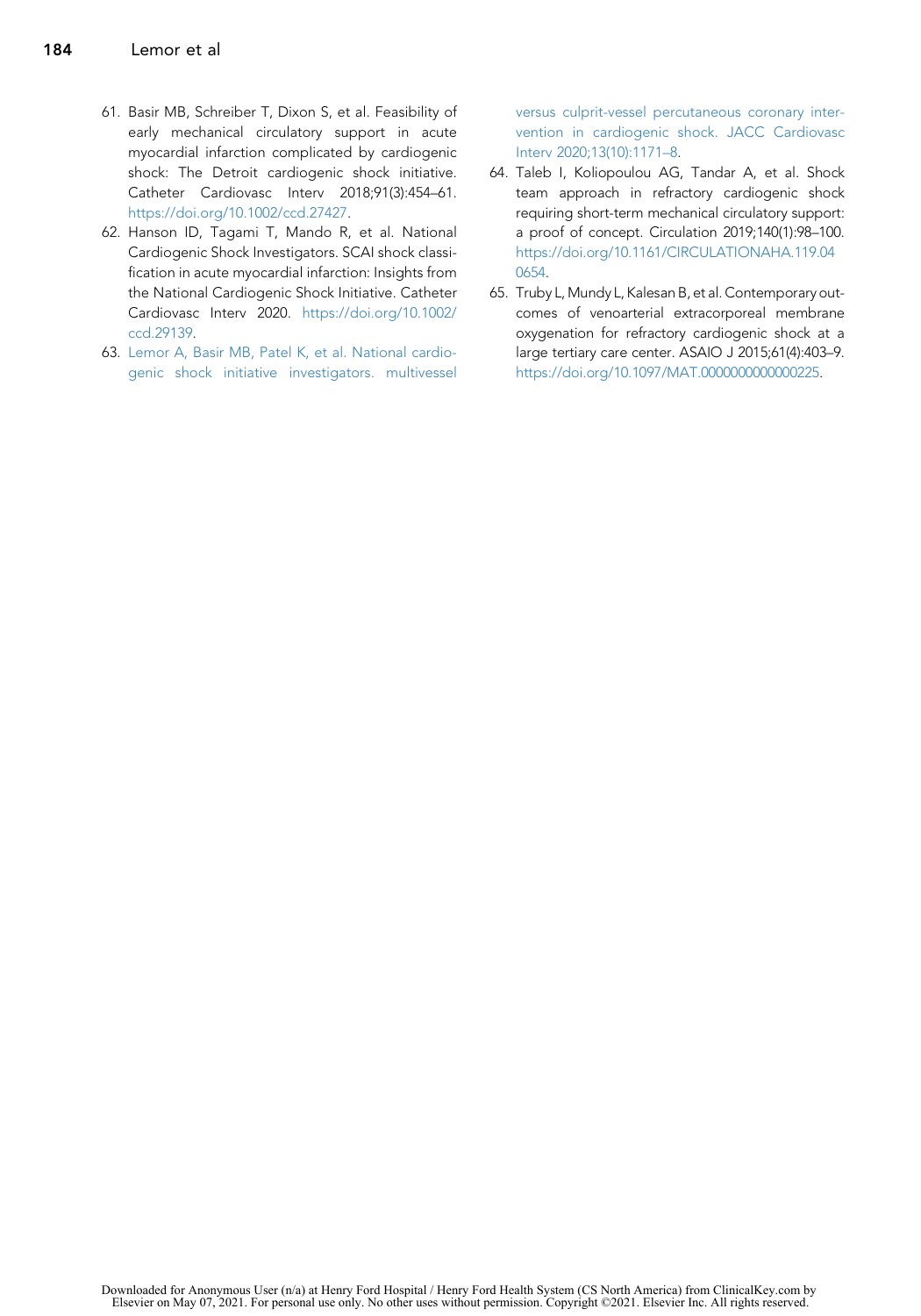61. Basir MB, Schreiber T, Dixon S, et al. Feasibility of early mechanical circulatory support in acute myocardial infarction complicated by cardiogenic shock: The Detroit cardiogenic shock initiative. Catheter Cardiovasc Interv 2018;91(3):454–61. https://doi.org/10.1002/ccd.27427.
62. Hanson ID, Tagami T, Mando R, et al. National Cardiogenic Shock Investigators. SCAI shock classification in acute myocardial infarction: Insights from the National Cardiogenic Shock Initiative. Catheter Cardiovasc Interv 2020. https://doi.org/10.1002/ccd.29139.
63. Lemor A, Basir MB, Patel K, et al. National cardiogenic shock initiative investigators. multivessel versus culprit-vessel percutaneous coronary intervention in cardiogenic shock. JACC Cardiovasc Interv 2020;13(10):1171–8.
64. Taleb I, Koliopoulou AG, Tandar A, et al. Shock team approach in refractory cardiogenic shock requiring short-term mechanical circulatory support: a proof of concept. Circulation 2019;140(1):98–100. https://doi.org/10.1161/CIRCULATIONAHA.119.040654.
65. Truby L, Mundy L, Kalesan B, et al. Contemporary outcomes of venoarterial extracorporeal membrane oxygenation for refractory cardiogenic shock at a large tertiary care center. ASAIO J 2015;61(4):403–9. https://doi.org/10.1097/MAT.0000000000000225.